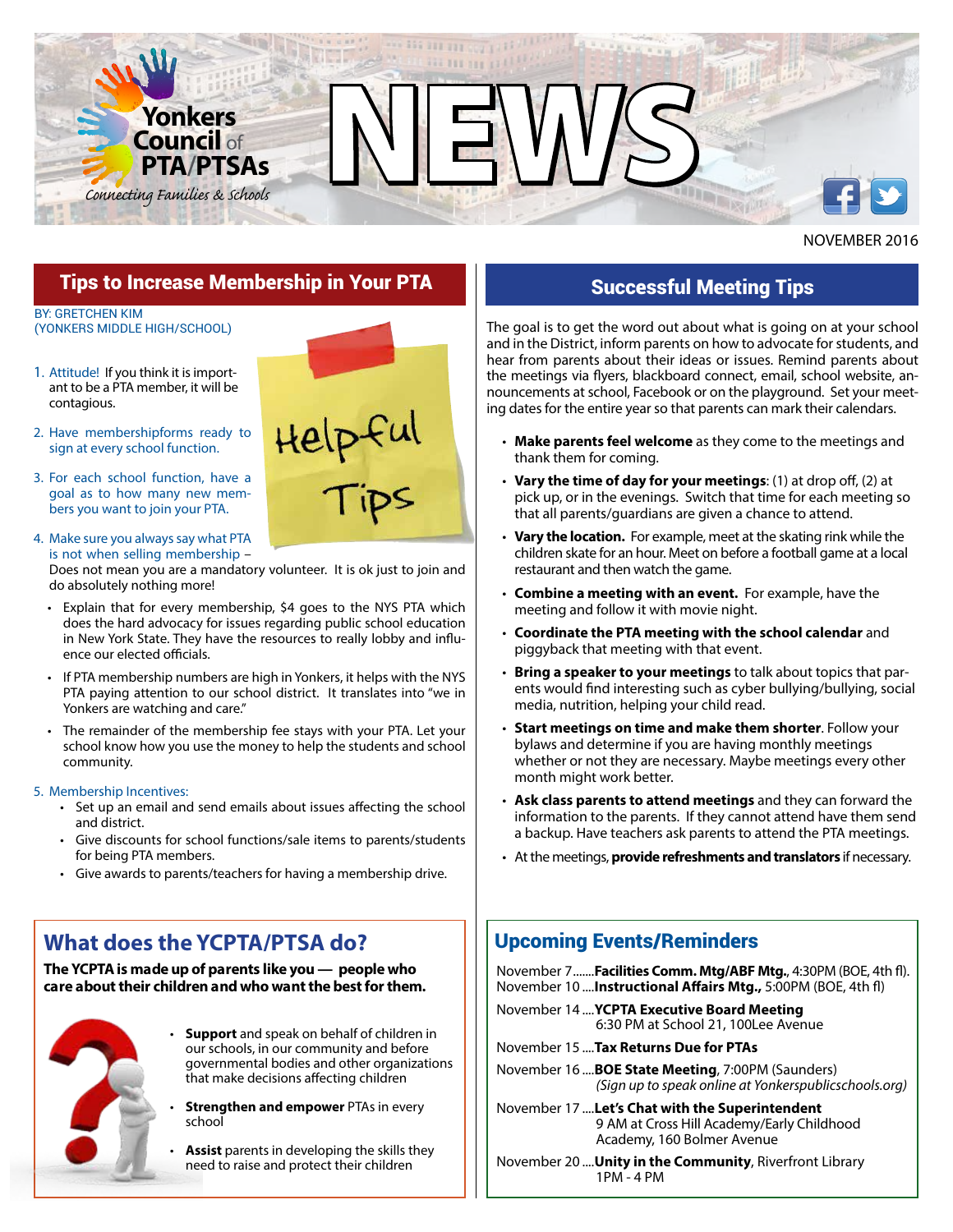# Yonkers Council of PTA/PTSAs

*Connecting Families & Schools*

# NEWS

NOVEMBER 2016

## Tips to Increase Membership in Your PTA

BY: GRETCHEN KIM
(YONKERS MIDDLE HIGH/SCHOOL)

Helpful Tips

1. Attitude! If you think it is important to be a PTA member, it will be contagious.
2. Have membershipforms ready to sign at every school function.
3. For each school function, have a goal as to how many new members you want to join your PTA.
4. Make sure you always say what PTA is not when selling membership – Does not mean you are a mandatory volunteer. It is ok just to join and do absolutely nothing more!
   - Explain that for every membership, $4 goes to the NYS PTA which does the hard advocacy for issues regarding public school education in New York State. They have the resources to really lobby and influence our elected officials.
   - If PTA membership numbers are high in Yonkers, it helps with the NYS PTA paying attention to our school district. It translates into "we in Yonkers are watching and care."
   - The remainder of the membership fee stays with your PTA. Let your school know how you use the money to help the students and school community.
5. Membership Incentives:
   - Set up an email and send emails about issues affecting the school and district.
   - Give discounts for school functions/sale items to parents/students for being PTA members.
   - Give awards to parents/teachers for having a membership drive.

## Successful Meeting Tips

The goal is to get the word out about what is going on at your school and in the District, inform parents on how to advocate for students, and hear from parents about their ideas or issues. Remind parents about the meetings via flyers, blackboard connect, email, school website, announcements at school, Facebook or on the playground. Set your meeting dates for the entire year so that parents can mark their calendars.

- **Make parents feel welcome** as they come to the meetings and thank them for coming.
- **Vary the time of day for your meetings**: (1) at drop off, (2) at pick up, or in the evenings. Switch that time for each meeting so that all parents/guardians are given a chance to attend.
- **Vary the location.** For example, meet at the skating rink while the children skate for an hour. Meet on before a football game at a local restaurant and then watch the game.
- **Combine a meeting with an event.** For example, have the meeting and follow it with movie night.
- **Coordinate the PTA meeting with the school calendar** and piggyback that meeting with that event.
- **Bring a speaker to your meetings** to talk about topics that parents would find interesting such as cyber bullying/bullying, social media, nutrition, helping your child read.
- **Start meetings on time and make them shorter**. Follow your bylaws and determine if you are having monthly meetings whether or not they are necessary. Maybe meetings every other month might work better.
- **Ask class parents to attend meetings** and they can forward the information to the parents. If they cannot attend have them send a backup. Have teachers ask parents to attend the PTA meetings.
- At the meetings, **provide refreshments and translators** if necessary.

## What does the YCPTA/PTSA do?

**The YCPTA is made up of parents like you — people who care about their children and who want the best for them.**

- **Support** and speak on behalf of children in our schools, in our community and before governmental bodies and other organizations that make decisions affecting children
- **Strengthen and empower** PTAs in every school
- **Assist** parents in developing the skills they need to raise and protect their children

## Upcoming Events/Reminders

November 7.......**Facilities Comm. Mtg/ABF Mtg.**, 4:30PM (BOE, 4th fl).
November 10 ....**Instructional Affairs Mtg.,** 5:00PM (BOE, 4th fl)

November 14 ....**YCPTA Executive Board Meeting**
6:30 PM at School 21, 100Lee Avenue

November 15 ....**Tax Returns Due for PTAs**

November 16 ....**BOE State Meeting**, 7:00PM (Saunders)
*(Sign up to speak online at Yonkerspublicschools.org)*

November 17 ....**Let's Chat with the Superintendent**
9 AM at Cross Hill Academy/Early Childhood Academy, 160 Bolmer Avenue

November 20 ....**Unity in the Community**, Riverfront Library
1PM - 4 PM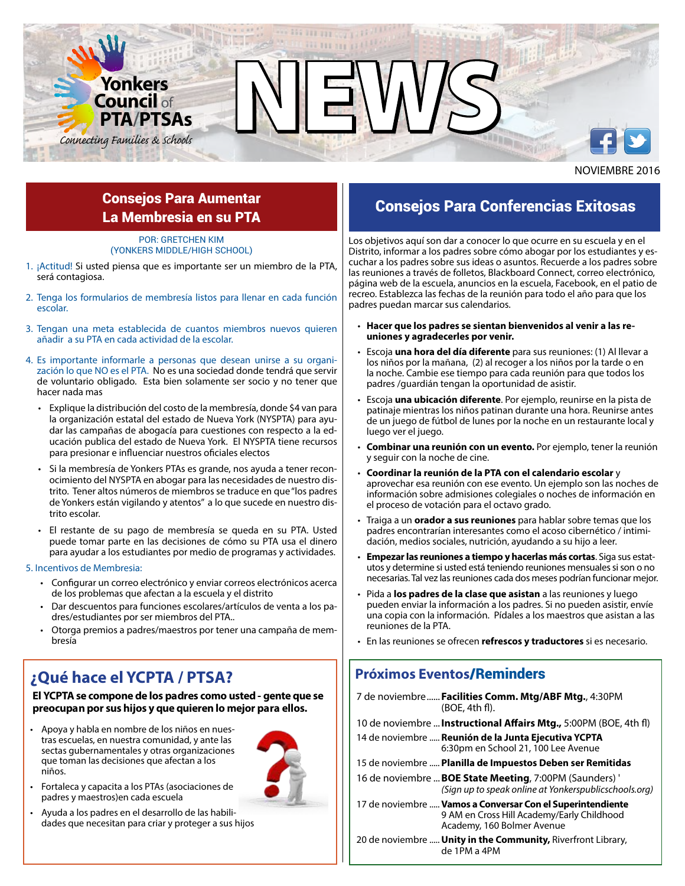Yonkers Council of PTA/PTSAs

Connecting Families & Schools

# NEWS

NOVIEMBRE 2016

## Consejos Para Aumentar La Membresia en su PTA

POR: GRETCHEN KIM
(YONKERS MIDDLE/HIGH SCHOOL)

1. ¡Actitud! Si usted piensa que es importante ser un miembro de la PTA, será contagiosa.

2. Tenga los formularios de membresía listos para llenar en cada función escolar.

3. Tengan una meta establecida de cuantos miembros nuevos quieren añadir a su PTA en cada actividad de la escolar.

4. Es importante informarle a personas que desean unirse a su organización lo que NO es el PTA. No es una sociedad donde tendrá que servir de voluntario obligado. Esta bien solamente ser socio y no tener que hacer nada mas
   - Explique la distribución del costo de la membresía, donde $4 van para la organización estatal del estado de Nueva York (NYSPTA) para ayudar las campañas de abogacía para cuestiones con respecto a la educación publica del estado de Nueva York. El NYSPTA tiene recursos para presionar e influenciar nuestros oficiales electos
   - Si la membresía de Yonkers PTAs es grande, nos ayuda a tener reconocimiento del NYSPTA en abogar para las necesidades de nuestro distrito. Tener altos números de miembros se traduce en que "los padres de Yonkers están vigilando y atentos" a lo que sucede en nuestro distrito escolar.
   - El restante de su pago de membresía se queda en su PTA. Usted puede tomar parte en las decisiones de cómo su PTA usa el dinero para ayudar a los estudiantes por medio de programas y actividades.

5. Incentivos de Membresia:
   - Configurar un correo electrónico y enviar correos electrónicos acerca de los problemas que afectan a la escuela y el distrito
   - Dar descuentos para funciones escolares/artículos de venta a los padres/estudiantes por ser miembros del PTA..
   - Otorga premios a padres/maestros por tener una campaña de membresía

## ¿Qué hace el YCPTA / PTSA?

**El YCPTA se compone de los padres como usted - gente que se preocupan por sus hijos y que quieren lo mejor para ellos.**

- Apoya y habla en nombre de los niños en nuestras escuelas, en nuestra comunidad, y ante las sectas gubernamentales y otras organizaciones que toman las decisiones que afectan a los niños.
- Fortaleca y capacita a los PTAs (asociaciones de padres y maestros)en cada escuela
- Ayuda a los padres en el desarrollo de las habilidades que necesitan para criar y proteger a sus hijos

## Consejos Para Conferencias Exitosas

Los objetivos aquí son dar a conocer lo que ocurre en su escuela y en el Distrito, informar a los padres sobre cómo abogar por los estudiantes y escuchar a los padres sobre sus ideas o asuntos. Recuerde a los padres sobre las reuniones a través de folletos, Blackboard Connect, correo electrónico, página web de la escuela, anuncios en la escuela, Facebook, en el patio de recreo. Establezca las fechas de la reunión para todo el año para que los padres puedan marcar sus calendarios.

- **Hacer que los padres se sientan bienvenidos al venir a las reuniones y agradecerles por venir.**
- Escoja **una hora del día diferente** para sus reuniones: (1) Al llevar a los niños por la mañana, (2) al recoger a los niños por la tarde o en la noche. Cambie ese tiempo para cada reunión para que todos los padres /guardián tengan la oportunidad de asistir.
- Escoja **una ubicación diferente**. Por ejemplo, reunirse en la pista de patinaje mientras los niños patinan durante una hora. Reunirse antes de un juego de fútbol de lunes por la noche en un restaurante local y luego ver el juego.
- **Combinar una reunión con un evento.** Por ejemplo, tener la reunión y seguir con la noche de cine.
- **Coordinar la reunión de la PTA con el calendario escolar** y aprovechar esa reunión con ese evento. Un ejemplo son las noches de información sobre admisiones colegiales o noches de información en el proceso de votación para el octavo grado.
- Traiga a un **orador a sus reuniones** para hablar sobre temas que los padres encontrarían interesantes como el acoso cibernético / intimidación, medios sociales, nutrición, ayudando a su hijo a leer.
- **Empezar las reuniones a tiempo y hacerlas más cortas**. Siga sus estatutos y determine si usted está teniendo reuniones mensuales si son o no necesarias. Tal vez las reuniones cada dos meses podrían funcionar mejor.
- Pida a **los padres de la clase que asistan** a las reuniones y luego pueden enviar la información a los padres. Si no pueden asistir, envíe una copia con la información. Pídales a los maestros que asistan a las reuniones de la PTA.
- En las reuniones se ofrecen **refrescos y traductores** si es necesario.

## Próximos Eventos/Reminders

7 de noviembre...... **Facilities Comm. Mtg/ABF Mtg.,** 4:30PM (BOE, 4th fl).

10 de noviembre ... **Instructional Affairs Mtg.,** 5:00PM (BOE, 4th fl)

14 de noviembre ..... **Reunión de la Junta Ejecutiva YCPTA** 6:30pm en School 21, 100 Lee Avenue

15 de noviembre ..... **Planilla de Impuestos Deben ser Remitidas**

16 de noviembre ... **BOE State Meeting**, 7:00PM (Saunders) ' *(Sign up to speak online at Yonkerspublicschools.org)*

17 de noviembre ..... **Vamos a Conversar Con el Superintendiente** 9 AM en Cross Hill Academy/Early Childhood Academy, 160 Bolmer Avenue

20 de noviembre ..... **Unity in the Community,** Riverfront Library, de 1PM a 4PM